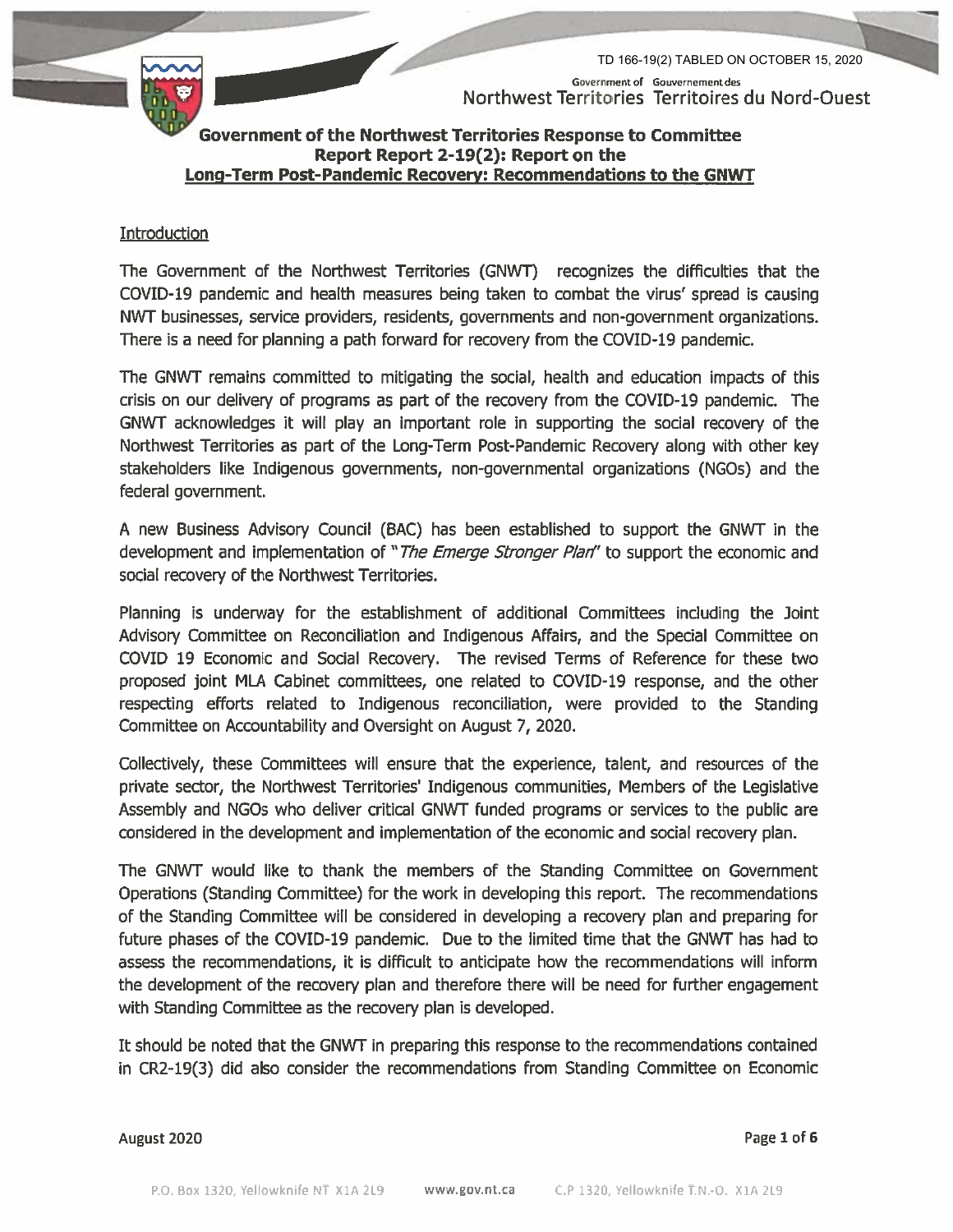TD 166-19(2) TABLED ON OCTOBER 15, 2020

Government of Gouvernement des
Northwest Territories Territoires du Nord-Ouest

# Government of the Northwest Territories Response to Committee Report Report 2-19(2): Report on the Long-Term Post-Pandemic Recovery: Recommendations to the GNWT

## Introduction

The Government of the Northwest Territories (GNWT) recognizes the difficulties that the COVID-19 pandemic and health measures being taken to combat the virus' spread is causing NWT businesses, service providers, residents, governments and non-government organizations. There is a need for planning a path forward for recovery from the COVID-19 pandemic.

The GNWT remains committed to mitigating the social, health and education impacts of this crisis on our delivery of programs as part of the recovery from the COVID-19 pandemic. The GNWT acknowledges it will play an important role in supporting the social recovery of the Northwest Territories as part of the Long-Term Post-Pandemic Recovery along with other key stakeholders like Indigenous governments, non-governmental organizations (NGOs) and the federal government.

A new Business Advisory Council (BAC) has been established to support the GNWT in the development and implementation of "*The Emerge Stronger Plan*" to support the economic and social recovery of the Northwest Territories.

Planning is underway for the establishment of additional Committees including the Joint Advisory Committee on Reconciliation and Indigenous Affairs, and the Special Committee on COVID 19 Economic and Social Recovery. The revised Terms of Reference for these two proposed joint MLA Cabinet committees, one related to COVID-19 response, and the other respecting efforts related to Indigenous reconciliation, were provided to the Standing Committee on Accountability and Oversight on August 7, 2020.

Collectively, these Committees will ensure that the experience, talent, and resources of the private sector, the Northwest Territories' Indigenous communities, Members of the Legislative Assembly and NGOs who deliver critical GNWT funded programs or services to the public are considered in the development and implementation of the economic and social recovery plan.

The GNWT would like to thank the members of the Standing Committee on Government Operations (Standing Committee) for the work in developing this report. The recommendations of the Standing Committee will be considered in developing a recovery plan and preparing for future phases of the COVID-19 pandemic. Due to the limited time that the GNWT has had to assess the recommendations, it is difficult to anticipate how the recommendations will inform the development of the recovery plan and therefore there will be need for further engagement with Standing Committee as the recovery plan is developed.

It should be noted that the GNWT in preparing this response to the recommendations contained in CR2-19(3) did also consider the recommendations from Standing Committee on Economic

August 2020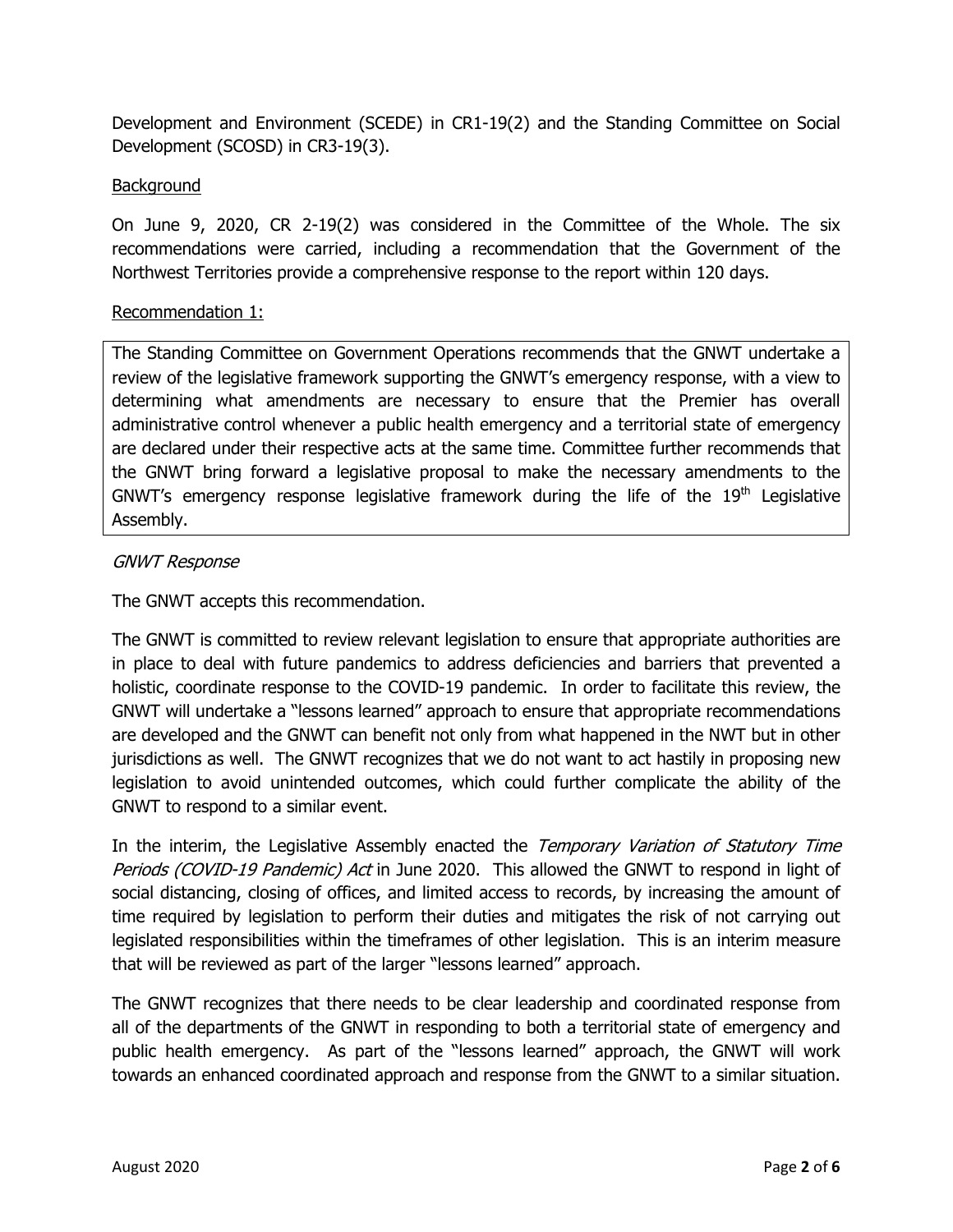Development and Environment (SCEDE) in CR1-19(2) and the Standing Committee on Social Development (SCOSD) in CR3-19(3).

Background

On June 9, 2020, CR 2-19(2) was considered in the Committee of the Whole. The six recommendations were carried, including a recommendation that the Government of the Northwest Territories provide a comprehensive response to the report within 120 days.

Recommendation 1:

> The Standing Committee on Government Operations recommends that the GNWT undertake a review of the legislative framework supporting the GNWT's emergency response, with a view to determining what amendments are necessary to ensure that the Premier has overall administrative control whenever a public health emergency and a territorial state of emergency are declared under their respective acts at the same time. Committee further recommends that the GNWT bring forward a legislative proposal to make the necessary amendments to the GNWT's emergency response legislative framework during the life of the 19th Legislative Assembly.

*GNWT Response*

The GNWT accepts this recommendation.

The GNWT is committed to review relevant legislation to ensure that appropriate authorities are in place to deal with future pandemics to address deficiencies and barriers that prevented a holistic, coordinate response to the COVID-19 pandemic. In order to facilitate this review, the GNWT will undertake a "lessons learned" approach to ensure that appropriate recommendations are developed and the GNWT can benefit not only from what happened in the NWT but in other jurisdictions as well. The GNWT recognizes that we do not want to act hastily in proposing new legislation to avoid unintended outcomes, which could further complicate the ability of the GNWT to respond to a similar event.

In the interim, the Legislative Assembly enacted the *Temporary Variation of Statutory Time Periods (COVID-19 Pandemic) Act* in June 2020. This allowed the GNWT to respond in light of social distancing, closing of offices, and limited access to records, by increasing the amount of time required by legislation to perform their duties and mitigates the risk of not carrying out legislated responsibilities within the timeframes of other legislation. This is an interim measure that will be reviewed as part of the larger "lessons learned" approach.

The GNWT recognizes that there needs to be clear leadership and coordinated response from all of the departments of the GNWT in responding to both a territorial state of emergency and public health emergency. As part of the "lessons learned" approach, the GNWT will work towards an enhanced coordinated approach and response from the GNWT to a similar situation.

August 2020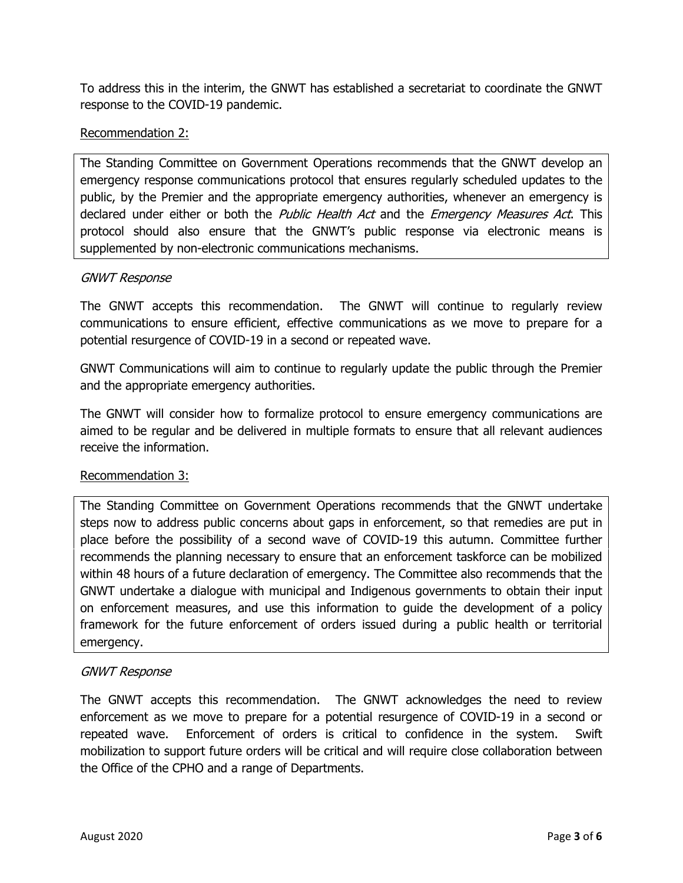To address this in the interim, the GNWT has established a secretariat to coordinate the GNWT response to the COVID-19 pandemic.

Recommendation 2:

> The Standing Committee on Government Operations recommends that the GNWT develop an emergency response communications protocol that ensures regularly scheduled updates to the public, by the Premier and the appropriate emergency authorities, whenever an emergency is declared under either or both the *Public Health Act* and the *Emergency Measures Act*. This protocol should also ensure that the GNWT's public response via electronic means is supplemented by non-electronic communications mechanisms.

*GNWT Response*

The GNWT accepts this recommendation. The GNWT will continue to regularly review communications to ensure efficient, effective communications as we move to prepare for a potential resurgence of COVID-19 in a second or repeated wave.

GNWT Communications will aim to continue to regularly update the public through the Premier and the appropriate emergency authorities.

The GNWT will consider how to formalize protocol to ensure emergency communications are aimed to be regular and be delivered in multiple formats to ensure that all relevant audiences receive the information.

Recommendation 3:

> The Standing Committee on Government Operations recommends that the GNWT undertake steps now to address public concerns about gaps in enforcement, so that remedies are put in place before the possibility of a second wave of COVID-19 this autumn. Committee further recommends the planning necessary to ensure that an enforcement taskforce can be mobilized within 48 hours of a future declaration of emergency. The Committee also recommends that the GNWT undertake a dialogue with municipal and Indigenous governments to obtain their input on enforcement measures, and use this information to guide the development of a policy framework for the future enforcement of orders issued during a public health or territorial emergency.

*GNWT Response*

The GNWT accepts this recommendation. The GNWT acknowledges the need to review enforcement as we move to prepare for a potential resurgence of COVID-19 in a second or repeated wave. Enforcement of orders is critical to confidence in the system. Swift mobilization to support future orders will be critical and will require close collaboration between the Office of the CPHO and a range of Departments.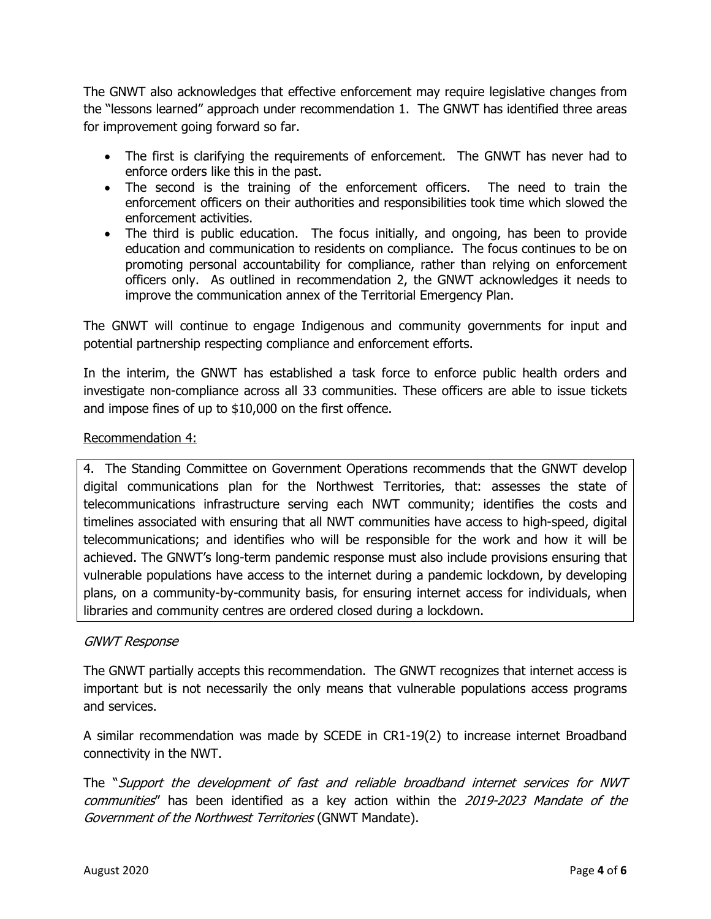The GNWT also acknowledges that effective enforcement may require legislative changes from the "lessons learned" approach under recommendation 1. The GNWT has identified three areas for improvement going forward so far.

- The first is clarifying the requirements of enforcement. The GNWT has never had to enforce orders like this in the past.
- The second is the training of the enforcement officers. The need to train the enforcement officers on their authorities and responsibilities took time which slowed the enforcement activities.
- The third is public education. The focus initially, and ongoing, has been to provide education and communication to residents on compliance. The focus continues to be on promoting personal accountability for compliance, rather than relying on enforcement officers only. As outlined in recommendation 2, the GNWT acknowledges it needs to improve the communication annex of the Territorial Emergency Plan.

The GNWT will continue to engage Indigenous and community governments for input and potential partnership respecting compliance and enforcement efforts.

In the interim, the GNWT has established a task force to enforce public health orders and investigate non-compliance across all 33 communities. These officers are able to issue tickets and impose fines of up to $10,000 on the first offence.

Recommendation 4:

> 4. The Standing Committee on Government Operations recommends that the GNWT develop digital communications plan for the Northwest Territories, that: assesses the state of telecommunications infrastructure serving each NWT community; identifies the costs and timelines associated with ensuring that all NWT communities have access to high-speed, digital telecommunications; and identifies who will be responsible for the work and how it will be achieved. The GNWT's long-term pandemic response must also include provisions ensuring that vulnerable populations have access to the internet during a pandemic lockdown, by developing plans, on a community-by-community basis, for ensuring internet access for individuals, when libraries and community centres are ordered closed during a lockdown.

*GNWT Response*

The GNWT partially accepts this recommendation. The GNWT recognizes that internet access is important but is not necessarily the only means that vulnerable populations access programs and services.

A similar recommendation was made by SCEDE in CR1-19(2) to increase internet Broadband connectivity in the NWT.

The "*Support the development of fast and reliable broadband internet services for NWT communities*" has been identified as a key action within the *2019-2023 Mandate of the Government of the Northwest Territories* (GNWT Mandate).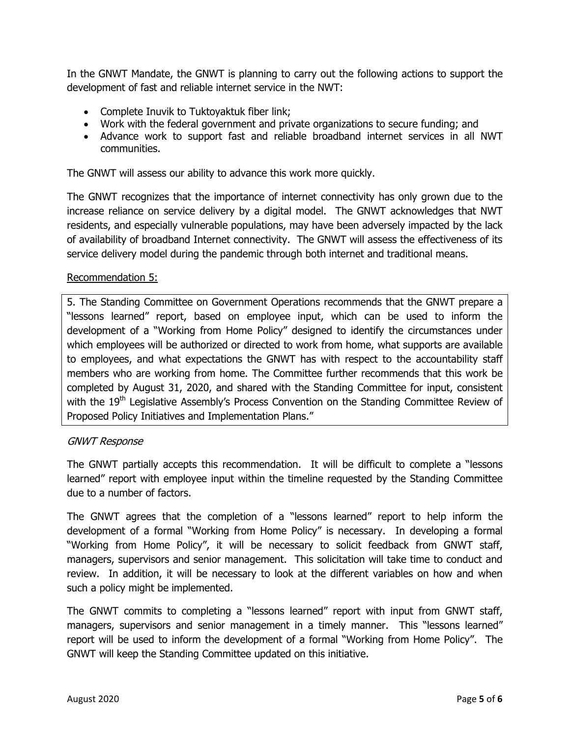In the GNWT Mandate, the GNWT is planning to carry out the following actions to support the development of fast and reliable internet service in the NWT:

- Complete Inuvik to Tuktoyaktuk fiber link;
- Work with the federal government and private organizations to secure funding; and
- Advance work to support fast and reliable broadband internet services in all NWT communities.

The GNWT will assess our ability to advance this work more quickly.

The GNWT recognizes that the importance of internet connectivity has only grown due to the increase reliance on service delivery by a digital model. The GNWT acknowledges that NWT residents, and especially vulnerable populations, may have been adversely impacted by the lack of availability of broadband Internet connectivity. The GNWT will assess the effectiveness of its service delivery model during the pandemic through both internet and traditional means.

Recommendation 5:

5. The Standing Committee on Government Operations recommends that the GNWT prepare a "lessons learned" report, based on employee input, which can be used to inform the development of a "Working from Home Policy" designed to identify the circumstances under which employees will be authorized or directed to work from home, what supports are available to employees, and what expectations the GNWT has with respect to the accountability staff members who are working from home. The Committee further recommends that this work be completed by August 31, 2020, and shared with the Standing Committee for input, consistent with the 19th Legislative Assembly's Process Convention on the Standing Committee Review of Proposed Policy Initiatives and Implementation Plans."

*GNWT Response*

The GNWT partially accepts this recommendation. It will be difficult to complete a "lessons learned" report with employee input within the timeline requested by the Standing Committee due to a number of factors.

The GNWT agrees that the completion of a "lessons learned" report to help inform the development of a formal "Working from Home Policy" is necessary. In developing a formal "Working from Home Policy", it will be necessary to solicit feedback from GNWT staff, managers, supervisors and senior management. This solicitation will take time to conduct and review. In addition, it will be necessary to look at the different variables on how and when such a policy might be implemented.

The GNWT commits to completing a "lessons learned" report with input from GNWT staff, managers, supervisors and senior management in a timely manner. This "lessons learned" report will be used to inform the development of a formal "Working from Home Policy". The GNWT will keep the Standing Committee updated on this initiative.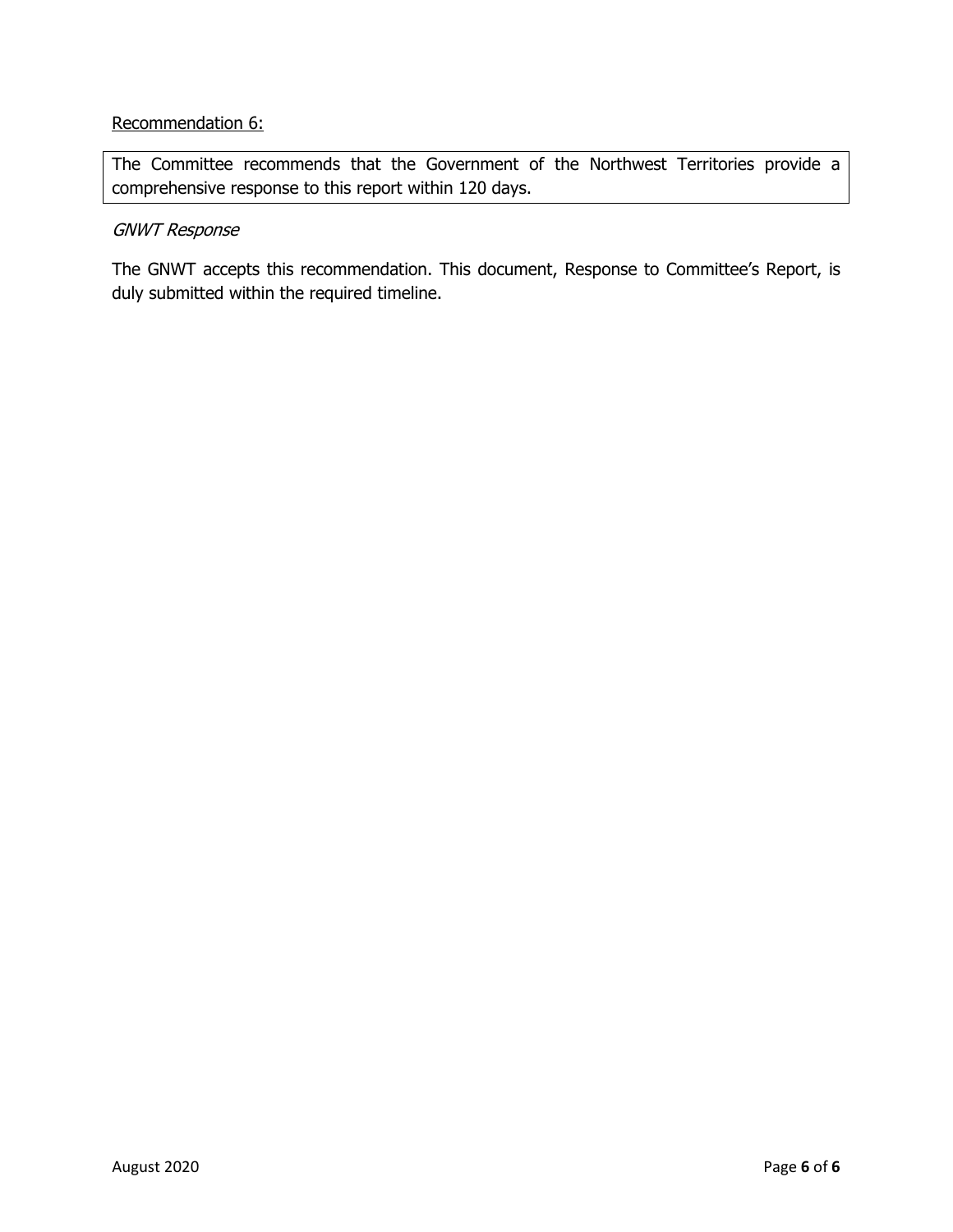Recommendation 6:

The Committee recommends that the Government of the Northwest Territories provide a comprehensive response to this report within 120 days.

*GNWT Response*

The GNWT accepts this recommendation. This document, Response to Committee's Report, is duly submitted within the required timeline.